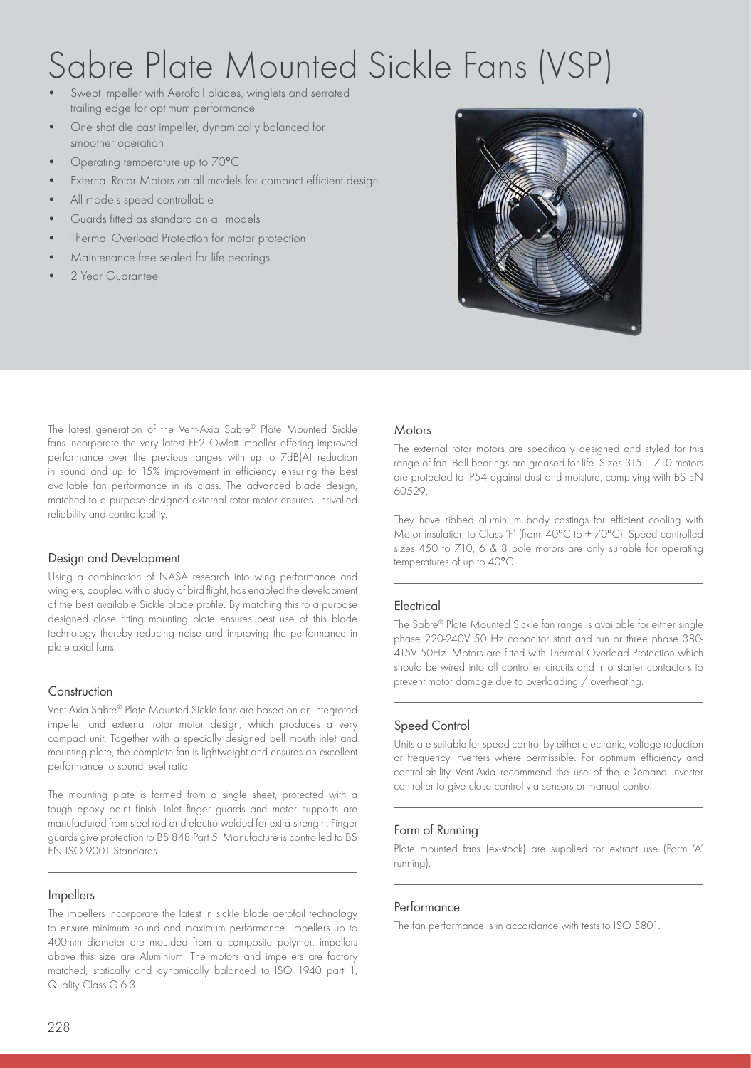# Sabre Plate Mounted Sickle Fans (VSP)

- Swept impeller with Aerofoil blades, winglets and serrated trailing edge for optimum performance
- One shot die cast impeller, dynamically balanced for smoother operation
- Operating temperature up to 70°C
- External Rotor Motors on all models for compact efficient design
- All models speed controllable
- Guards fitted as standard on all models
- Thermal Overload Protection for motor protection
- Maintenance free sealed for life bearings
- 2 Year Guarantee

The latest generation of the Vent-Axia Sabre® Plate Mounted Sickle fans incorporate the very latest FE2 Owlett impeller offering improved performance over the previous ranges with up to 7dB(A) reduction in sound and up to 15% improvement in efficiency ensuring the best available fan performance in its class. The advanced blade design, matched to a purpose designed external rotor motor ensures unrivalled reliability and controllability.

## Design and Development

Using a combination of NASA research into wing performance and winglets, coupled with a study of bird flight, has enabled the development of the best available Sickle blade profile. By matching this to a purpose designed close fitting mounting plate ensures best use of this blade technology thereby reducing noise and improving the performance in plate axial fans.

## Construction

Vent-Axia Sabre® Plate Mounted Sickle fans are based on an integrated impeller and external rotor motor design, which produces a very compact unit. Together with a specially designed bell mouth inlet and mounting plate, the complete fan is lightweight and ensures an excellent performance to sound level ratio.

The mounting plate is formed from a single sheet, protected with a tough epoxy paint finish. Inlet finger guards and motor supports are manufactured from steel rod and electro welded for extra strength. Finger guards give protection to BS 848 Part 5. Manufacture is controlled to BS EN ISO 9001 Standards.

## Impellers

The impellers incorporate the latest in sickle blade aerofoil technology to ensure minimum sound and maximum performance. Impellers up to 400mm diameter are moulded from a composite polymer, impellers above this size are Aluminium. The motors and impellers are factory matched, statically and dynamically balanced to ISO 1940 part 1, Quality Class G.6.3.

## Motors

The external rotor motors are specifically designed and styled for this range of fan. Ball bearings are greased for life. Sizes 315 – 710 motors are protected to IP54 against dust and moisture, complying with BS EN 60529.

They have ribbed aluminium body castings for efficient cooling with Motor insulation to Class 'F' (from -40°C to + 70°C). Speed controlled sizes 450 to 710, 6 & 8 pole motors are only suitable for operating temperatures of up to 40°C.

## Electrical

The Sabre® Plate Mounted Sickle fan range is available for either single phase 220-240V 50 Hz capacitor start and run or three phase 380-415V 50Hz. Motors are fitted with Thermal Overload Protection which should be wired into all controller circuits and into starter contactors to prevent motor damage due to overloading / overheating.

## Speed Control

Units are suitable for speed control by either electronic, voltage reduction or frequency inverters where permissible. For optimum efficiency and controllability Vent-Axia recommend the use of the eDemand Inverter controller to give close control via sensors or manual control.

## Form of Running

Plate mounted fans (ex-stock) are supplied for extract use (Form 'A' running).

## Performance

The fan performance is in accordance with tests to ISO 5801.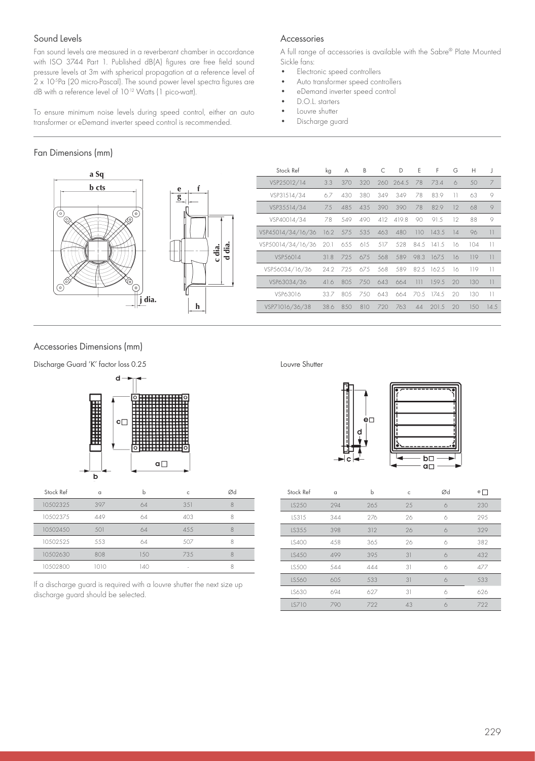## Sound Levels

Fan sound levels are measured in a reverberant chamber in accordance with ISO 3744 Part 1. Published dB(A) figures are free field sound pressure levels at 3m with spherical propagation at a reference level of $2 \times 10^{-5}$Pa (20 micro-Pascal). The sound power level spectra figures are dB with a reference level of $10^{-12}$ Watts (1 pico-watt).

To ensure minimum noise levels during speed control, either an auto transformer or eDemand inverter speed control is recommended.

## Accessories

A full range of accessories is available with the Sabre® Plate Mounted Sickle fans:

- Electronic speed controllers
- Auto transformer speed controllers
- eDemand inverter speed control
- D.O.L. starters
- Louvre shutter
- Discharge guard

## Fan Dimensions (mm)

| Stock Ref | kg | A | B | C | D | E | F | G | H | J |
|---|---|---|---|---|---|---|---|---|---|---|
| VSP25012/14 | 3.3 | 370 | 320 | 260 | 264.5 | 78 | 73.4 | 6 | 50 | 7 |
| VSP31514/34 | 6.7 | 430 | 380 | 349 | 349 | 78 | 83.9 | 11 | 63 | 9 |
| VSP35514/34 | 7.5 | 485 | 435 | 390 | 390 | 78 | 82.9 | 12 | 68 | 9 |
| VSP40014/34 | 7.8 | 549 | 490 | 412 | 419.8 | 90 | 91.5 | 12 | 88 | 9 |
| VSP45014/34/16/36 | 16.2 | 575 | 535 | 463 | 480 | 110 | 143.5 | 14 | 96 | 11 |
| VSP50014/34/16/36 | 20.1 | 655 | 615 | 517 | 528 | 84.5 | 141.5 | 16 | 104 | 11 |
| VSP56014 | 31.8 | 725 | 675 | 568 | 589 | 98.3 | 167.5 | 16 | 119 | 11 |
| VSP56034/16/36 | 24.2 | 725 | 675 | 568 | 589 | 82.5 | 162.5 | 16 | 119 | 11 |
| VSP63034/36 | 41.6 | 805 | 750 | 643 | 664 | 111 | 159.5 | 20 | 130 | 11 |
| VSP63016 | 33.7 | 805 | 750 | 643 | 664 | 70.5 | 174.5 | 20 | 130 | 11 |
| VSP71016/36/38 | 38.6 | 850 | 810 | 720 | 763 | 44 | 201.5 | 20 | 150 | 14.5 |

## Accessories Dimensions (mm)

Discharge Guard 'K' factor loss 0.25

| Stock Ref | a | b | c | Ød |
|---|---|---|---|---|
| 10502325 | 397 | 64 | 351 | 8 |
| 10502375 | 449 | 64 | 403 | 8 |
| 10502450 | 501 | 64 | 455 | 8 |
| 10502525 | 553 | 64 | 507 | 8 |
| 10502630 | 808 | 150 | 735 | 8 |
| 10502800 | 1010 | 140 | - | 8 |

If a discharge guard is required with a louvre shutter the next size up discharge guard should be selected.

Louvre Shutter

| Stock Ref | a | b | c | Ød | e□ |
|---|---|---|---|---|---|
| LS250 | 294 | 265 | 25 | 6 | 230 |
| LS315 | 344 | 276 | 26 | 6 | 295 |
| LS355 | 398 | 312 | 26 | 6 | 329 |
| LS400 | 458 | 365 | 26 | 6 | 382 |
| LS450 | 499 | 395 | 31 | 6 | 432 |
| LS500 | 544 | 444 | 31 | 6 | 477 |
| LS560 | 605 | 533 | 31 | 6 | 533 |
| LS630 | 694 | 627 | 31 | 6 | 626 |
| LS710 | 790 | 722 | 43 | 6 | 722 |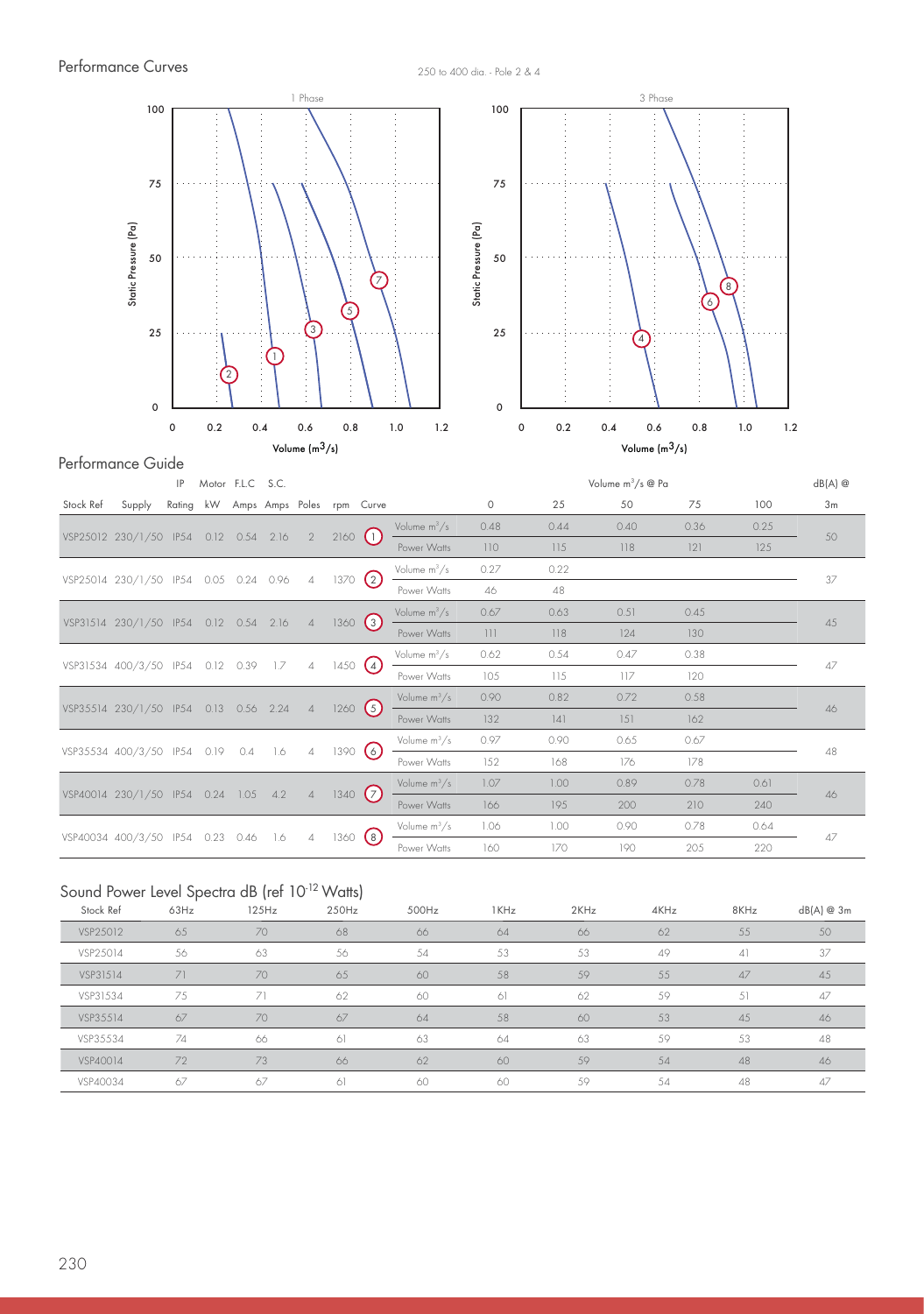## Performance Curves

250 to 400 dia. - Pole 2 & 4

## Performance Guide

| Stock Ref | Supply | IP Rating | Motor kW | F.L.C Amps | S.C. Amps | Poles | rpm | Curve | | Volume $m^3/s$ @ Pa 0 | 25 | 50 | 75 | 100 | dB(A) @ 3m |
|---|---|---|---|---|---|---|---|---|---|---|---|---|---|---|---|
| VSP25012 | 230/1/50 | IP54 | 0.12 | 0.54 | 2.16 | 2 | 2160 | 1 | Volume $m^3/s$ | 0.48 | 0.44 | 0.40 | 0.36 | 0.25 | 50 |
| | | | | | | | | | Power Watts | 110 | 115 | 118 | 121 | 125 | |
| VSP25014 | 230/1/50 | IP54 | 0.05 | 0.24 | 0.96 | 4 | 1370 | 2 | Volume $m^3/s$ | 0.27 | 0.22 | | | | 37 |
| | | | | | | | | | Power Watts | 46 | 48 | | | | |
| VSP31514 | 230/1/50 | IP54 | 0.12 | 0.54 | 2.16 | 4 | 1360 | 3 | Volume $m^3/s$ | 0.67 | 0.63 | 0.51 | 0.45 | | 45 |
| | | | | | | | | | Power Watts | 111 | 118 | 124 | 130 | | |
| VSP31534 | 400/3/50 | IP54 | 0.12 | 0.39 | 1.7 | 4 | 1450 | 4 | Volume $m^3/s$ | 0.62 | 0.54 | 0.47 | 0.38 | | 47 |
| | | | | | | | | | Power Watts | 105 | 115 | 117 | 120 | | |
| VSP35514 | 230/1/50 | IP54 | 0.13 | 0.56 | 2.24 | 4 | 1260 | 5 | Volume $m^3/s$ | 0.90 | 0.82 | 0.72 | 0.58 | | 46 |
| | | | | | | | | | Power Watts | 132 | 141 | 151 | 162 | | |
| VSP35534 | 400/3/50 | IP54 | 0.19 | 0.4 | 1.6 | 4 | 1390 | 6 | Volume $m^3/s$ | 0.97 | 0.90 | 0.65 | 0.67 | | 48 |
| | | | | | | | | | Power Watts | 152 | 168 | 176 | 178 | | |
| VSP40014 | 230/1/50 | IP54 | 0.24 | 1.05 | 4.2 | 4 | 1340 | 7 | Volume $m^3/s$ | 1.07 | 1.00 | 0.89 | 0.78 | 0.61 | 46 |
| | | | | | | | | | Power Watts | 166 | 195 | 200 | 210 | 240 | |
| VSP40034 | 400/3/50 | IP54 | 0.23 | 0.46 | 1.6 | 4 | 1360 | 8 | Volume $m^3/s$ | 1.06 | 1.00 | 0.90 | 0.78 | 0.64 | 47 |
| | | | | | | | | | Power Watts | 160 | 170 | 190 | 205 | 220 | |

## Sound Power Level Spectra dB (ref $10^{-12}$ Watts)

| Stock Ref | 63Hz | 125Hz | 250Hz | 500Hz | 1KHz | 2KHz | 4KHz | 8KHz | dB(A) @ 3m |
|---|---|---|---|---|---|---|---|---|---|
| VSP25012 | 65 | 70 | 68 | 66 | 64 | 66 | 62 | 55 | 50 |
| VSP25014 | 56 | 63 | 56 | 54 | 53 | 53 | 49 | 41 | 37 |
| VSP31514 | 71 | 70 | 65 | 60 | 58 | 59 | 55 | 47 | 45 |
| VSP31534 | 75 | 71 | 62 | 60 | 61 | 62 | 59 | 51 | 47 |
| VSP35514 | 67 | 70 | 67 | 64 | 58 | 60 | 53 | 45 | 46 |
| VSP35534 | 74 | 66 | 61 | 63 | 64 | 63 | 59 | 53 | 48 |
| VSP40014 | 72 | 73 | 66 | 62 | 60 | 59 | 54 | 48 | 46 |
| VSP40034 | 67 | 67 | 61 | 60 | 60 | 59 | 54 | 48 | 47 |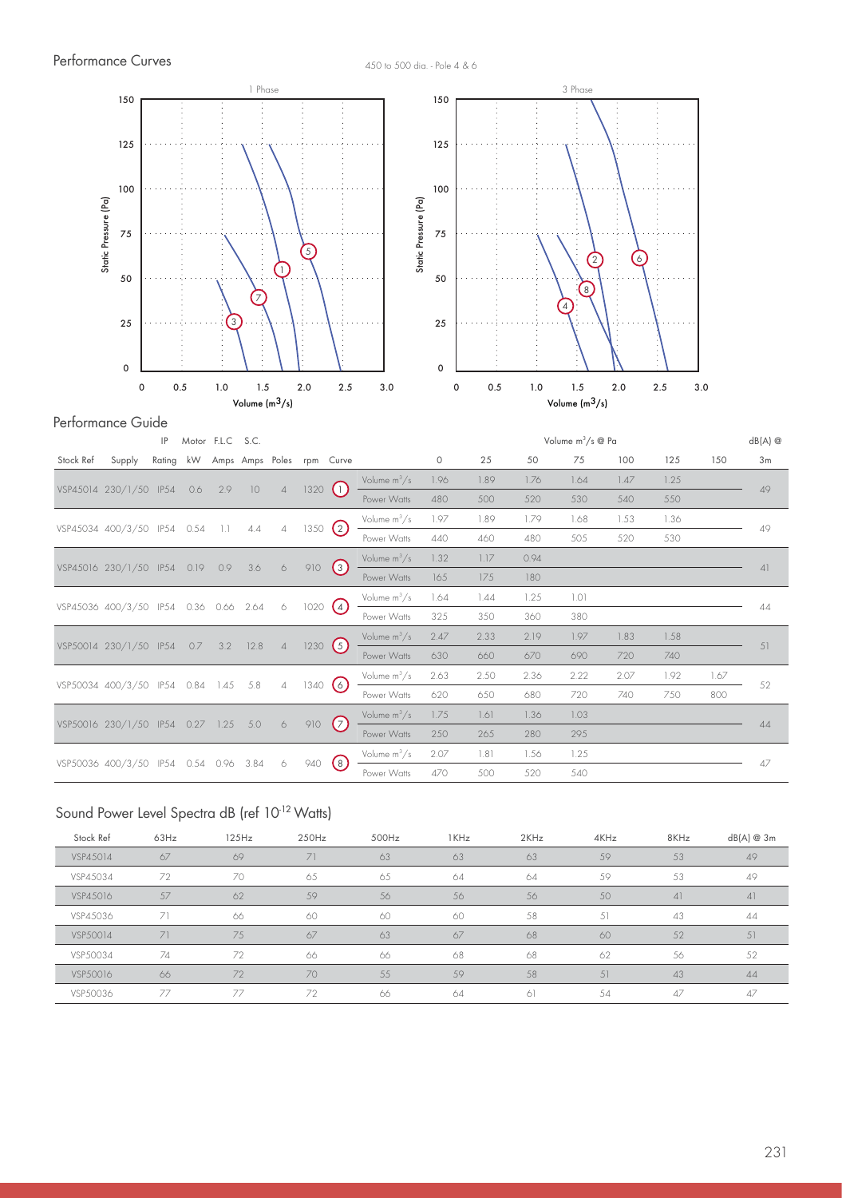## Performance Curves

450 to 500 dia. - Pole 4 & 6

## Performance Guide

| Stock Ref | Supply | IP Rating | Motor kW | F.L.C Amps | S.C. Amps | Poles | rpm | Curve | | Volume $m^3/s$ @ Pa 0 | 25 | 50 | 75 | 100 | 125 | 150 | dB(A) @ 3m |
|---|---|---|---|---|---|---|---|---|---|---|---|---|---|---|---|---|---|
| VSP45014 | 230/1/50 | IP54 | 0.6 | 2.9 | 10 | 4 | 1320 | 1 | Volume $m^3/s$ | 1.96 | 1.89 | 1.76 | 1.64 | 1.47 | 1.25 | | 49 |
| | | | | | | | | | Power Watts | 480 | 500 | 520 | 530 | 540 | 550 | | |
| VSP45034 | 400/3/50 | IP54 | 0.54 | 1.1 | 4.4 | 4 | 1350 | 2 | Volume $m^3/s$ | 1.97 | 1.89 | 1.79 | 1.68 | 1.53 | 1.36 | | 49 |
| | | | | | | | | | Power Watts | 440 | 460 | 480 | 505 | 520 | 530 | | |
| VSP45016 | 230/1/50 | IP54 | 0.19 | 0.9 | 3.6 | 6 | 910 | 3 | Volume $m^3/s$ | 1.32 | 1.17 | 0.94 | | | | | 41 |
| | | | | | | | | | Power Watts | 165 | 175 | 180 | | | | | |
| VSP45036 | 400/3/50 | IP54 | 0.36 | 0.66 | 2.64 | 6 | 1020 | 4 | Volume $m^3/s$ | 1.64 | 1.44 | 1.25 | 1.01 | | | | 44 |
| | | | | | | | | | Power Watts | 325 | 350 | 360 | 380 | | | | |
| VSP50014 | 230/1/50 | IP54 | 0.7 | 3.2 | 12.8 | 4 | 1230 | 5 | Volume $m^3/s$ | 2.47 | 2.33 | 2.19 | 1.97 | 1.83 | 1.58 | | 51 |
| | | | | | | | | | Power Watts | 630 | 660 | 670 | 690 | 720 | 740 | | |
| VSP50034 | 400/3/50 | IP54 | 0.84 | 1.45 | 5.8 | 4 | 1340 | 6 | Volume $m^3/s$ | 2.63 | 2.50 | 2.36 | 2.22 | 2.07 | 1.92 | 1.67 | 52 |
| | | | | | | | | | Power Watts | 620 | 650 | 680 | 720 | 740 | 750 | 800 | |
| VSP50016 | 230/1/50 | IP54 | 0.27 | 1.25 | 5.0 | 6 | 910 | 7 | Volume $m^3/s$ | 1.75 | 1.61 | 1.36 | 1.03 | | | | 44 |
| | | | | | | | | | Power Watts | 250 | 265 | 280 | 295 | | | | |
| VSP50036 | 400/3/50 | IP54 | 0.54 | 0.96 | 3.84 | 6 | 940 | 8 | Volume $m^3/s$ | 2.07 | 1.81 | 1.56 | 1.25 | | | | 47 |
| | | | | | | | | | Power Watts | 470 | 500 | 520 | 540 | | | | |

## Sound Power Level Spectra dB (ref $10^{-12}$ Watts)

| Stock Ref | 63Hz | 125Hz | 250Hz | 500Hz | 1KHz | 2KHz | 4KHz | 8KHz | dB(A) @ 3m |
|---|---|---|---|---|---|---|---|---|---|
| VSP45014 | 67 | 69 | 71 | 63 | 63 | 63 | 59 | 53 | 49 |
| VSP45034 | 72 | 70 | 65 | 65 | 64 | 64 | 59 | 53 | 49 |
| VSP45016 | 57 | 62 | 59 | 56 | 56 | 56 | 50 | 41 | 41 |
| VSP45036 | 71 | 66 | 60 | 60 | 60 | 58 | 51 | 43 | 44 |
| VSP50014 | 71 | 75 | 67 | 63 | 67 | 68 | 60 | 52 | 51 |
| VSP50034 | 74 | 72 | 66 | 66 | 68 | 68 | 62 | 56 | 52 |
| VSP50016 | 66 | 72 | 70 | 55 | 59 | 58 | 51 | 43 | 44 |
| VSP50036 | 77 | 77 | 72 | 66 | 64 | 61 | 54 | 47 | 47 |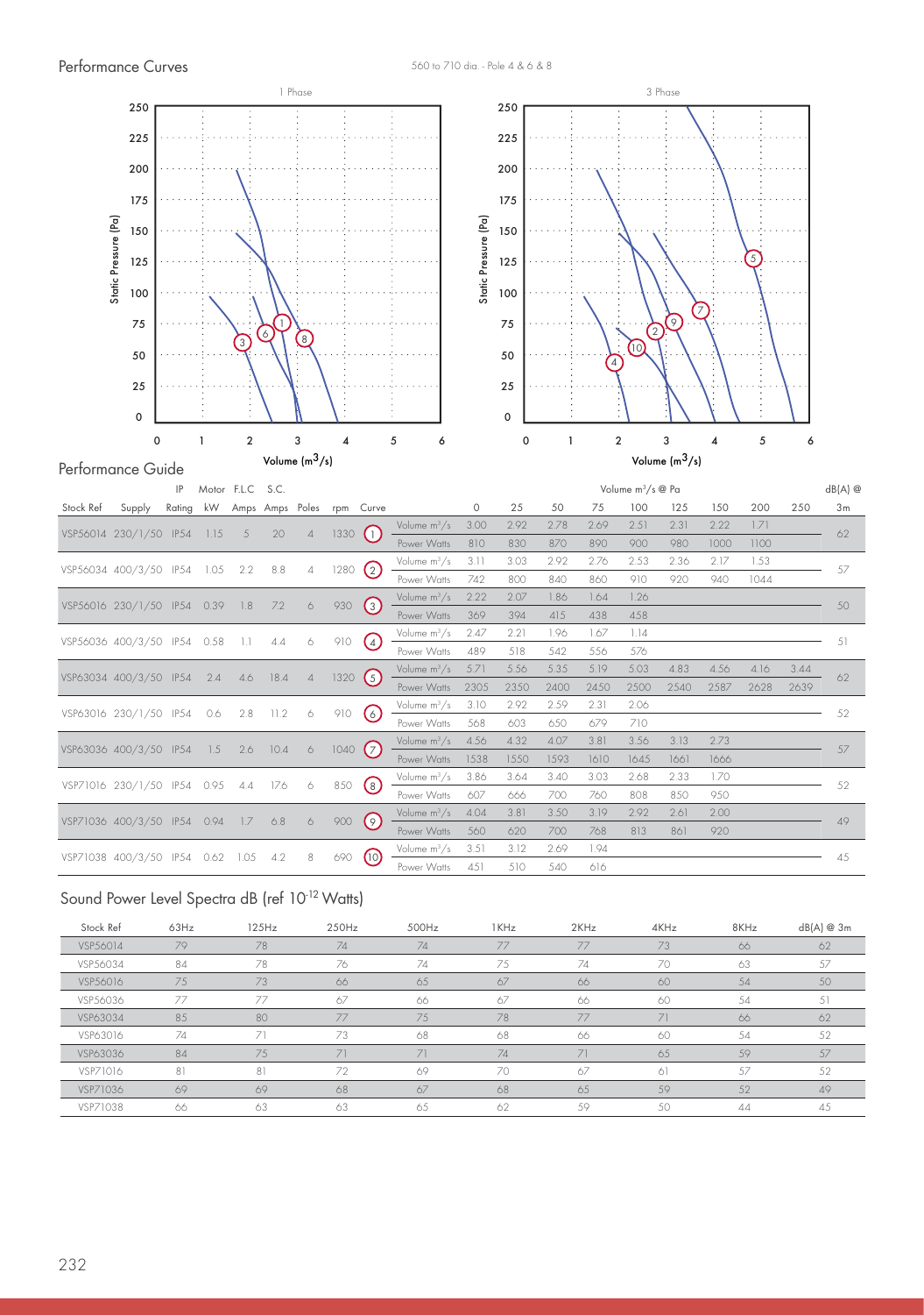## Performance Curves

560 to 710 dia. - Pole 4 & 6 & 8

## Performance Guide

| Stock Ref | Supply | IP Rating | Motor kW | F.L.C Amps | S.C. Amps | Poles | rpm | Curve | | 0 | 25 | 50 | 75 | 100 | 125 | 150 | 200 | 250 | dB(A) @ 3m |
|---|---|---|---|---|---|---|---|---|---|---|---|---|---|---|---|---|---|---|---|
| VSP56014 | 230/1/50 | IP54 | 1.15 | 5 | 20 | 4 | 1330 | 1 | Volume $m^3/s$ | 3.00 | 2.92 | 2.78 | 2.69 | 2.51 | 2.31 | 2.22 | 1.71 | | 62 |
| | | | | | | | | | Power Watts | 810 | 830 | 870 | 890 | 900 | 980 | 1000 | 1100 | | |
| VSP56034 | 400/3/50 | IP54 | 1.05 | 2.2 | 8.8 | 4 | 1280 | 2 | Volume $m^3/s$ | 3.11 | 3.03 | 2.92 | 2.76 | 2.53 | 2.36 | 2.17 | 1.53 | | 57 |
| | | | | | | | | | Power Watts | 742 | 800 | 840 | 860 | 910 | 920 | 940 | 1044 | | |
| VSP56016 | 230/1/50 | IP54 | 0.39 | 1.8 | 7.2 | 6 | 930 | 3 | Volume $m^3/s$ | 2.22 | 2.07 | 1.86 | 1.64 | 1.26 | | | | | 50 |
| | | | | | | | | | Power Watts | 369 | 394 | 415 | 438 | 458 | | | | | |
| VSP56036 | 400/3/50 | IP54 | 0.58 | 1.1 | 4.4 | 6 | 910 | 4 | Volume $m^3/s$ | 2.47 | 2.21 | 1.96 | 1.67 | 1.14 | | | | | 51 |
| | | | | | | | | | Power Watts | 489 | 518 | 542 | 556 | 576 | | | | | |
| VSP63034 | 400/3/50 | IP54 | 2.4 | 4.6 | 18.4 | 4 | 1320 | 5 | Volume $m^3/s$ | 5.71 | 5.56 | 5.35 | 5.19 | 5.03 | 4.83 | 4.56 | 4.16 | 3.44 | 62 |
| | | | | | | | | | Power Watts | 2305 | 2350 | 2400 | 2450 | 2500 | 2540 | 2587 | 2628 | 2639 | |
| VSP63016 | 230/1/50 | IP54 | 0.6 | 2.8 | 11.2 | 6 | 910 | 6 | Volume $m^3/s$ | 3.10 | 2.92 | 2.59 | 2.31 | 2.06 | | | | | 52 |
| | | | | | | | | | Power Watts | 568 | 603 | 650 | 679 | 710 | | | | | |
| VSP63036 | 400/3/50 | IP54 | 1.5 | 2.6 | 10.4 | 6 | 1040 | 7 | Volume $m^3/s$ | 4.56 | 4.32 | 4.07 | 3.81 | 3.56 | 3.13 | 2.73 | | | 57 |
| | | | | | | | | | Power Watts | 1538 | 1550 | 1593 | 1610 | 1645 | 1661 | 1666 | | | |
| VSP71016 | 230/1/50 | IP54 | 0.95 | 4.4 | 17.6 | 6 | 850 | 8 | Volume $m^3/s$ | 3.86 | 3.64 | 3.40 | 3.03 | 2.68 | 2.33 | 1.70 | | | 52 |
| | | | | | | | | | Power Watts | 607 | 666 | 700 | 760 | 808 | 850 | 950 | | | |
| VSP71036 | 400/3/50 | IP54 | 0.94 | 1.7 | 6.8 | 6 | 900 | 9 | Volume $m^3/s$ | 4.04 | 3.81 | 3.50 | 3.19 | 2.92 | 2.61 | 2.00 | | | 49 |
| | | | | | | | | | Power Watts | 560 | 620 | 700 | 768 | 813 | 861 | 920 | | | |
| VSP71038 | 400/3/50 | IP54 | 0.62 | 1.05 | 4.2 | 8 | 690 | 10 | Volume $m^3/s$ | 3.51 | 3.12 | 2.69 | 1.94 | | | | | | 45 |
| | | | | | | | | | Power Watts | 451 | 510 | 540 | 616 | | | | | | |

## Sound Power Level Spectra dB (ref $10^{-12}$ Watts)

| Stock Ref | 63Hz | 125Hz | 250Hz | 500Hz | 1KHz | 2KHz | 4KHz | 8KHz | dB(A) @ 3m |
|---|---|---|---|---|---|---|---|---|---|
| VSP56014 | 79 | 78 | 74 | 74 | 77 | 77 | 73 | 66 | 62 |
| VSP56034 | 84 | 78 | 76 | 74 | 75 | 74 | 70 | 63 | 57 |
| VSP56016 | 75 | 73 | 66 | 65 | 67 | 66 | 60 | 54 | 50 |
| VSP56036 | 77 | 77 | 67 | 66 | 67 | 66 | 60 | 54 | 51 |
| VSP63034 | 85 | 80 | 77 | 75 | 78 | 77 | 71 | 66 | 62 |
| VSP63016 | 74 | 71 | 73 | 68 | 68 | 66 | 60 | 54 | 52 |
| VSP63036 | 84 | 75 | 71 | 71 | 74 | 71 | 65 | 59 | 57 |
| VSP71016 | 81 | 81 | 72 | 69 | 70 | 67 | 61 | 57 | 52 |
| VSP71036 | 69 | 69 | 68 | 67 | 68 | 65 | 59 | 52 | 49 |
| VSP71038 | 66 | 63 | 63 | 65 | 62 | 59 | 50 | 44 | 45 |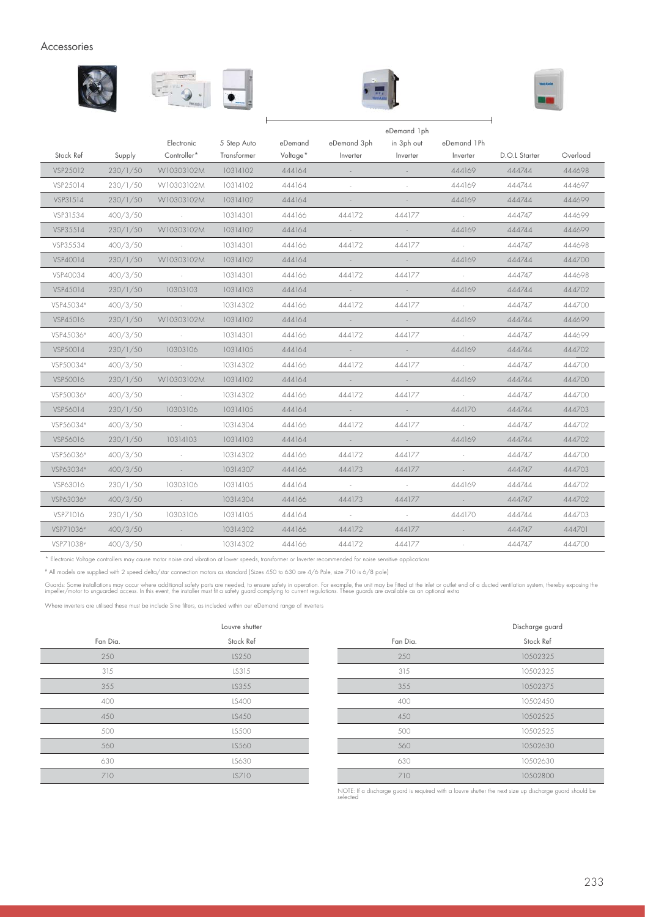## Accessories

| Stock Ref | Supply | Electronic Controller* | 5 Step Auto Transformer | eDemand Voltage* | eDemand 3ph Inverter | eDemand 1ph in 3ph out Inverter | eDemand 1Ph Inverter | D.O.L Starter | Overload |
|---|---|---|---|---|---|---|---|---|---|
| VSP25012 | 230/1/50 | W10303102M | 10314102 | 444164 | - | - | 444169 | 444744 | 444698 |
| VSP25014 | 230/1/50 | W10303102M | 10314102 | 444164 | - | - | 444169 | 444744 | 444697 |
| VSP31514 | 230/1/50 | W10303102M | 10314102 | 444164 | - | - | 444169 | 444744 | 444699 |
| VSP31534 | 400/3/50 | - | 10314301 | 444166 | 444172 | 444177 | - | 444747 | 444699 |
| VSP35514 | 230/1/50 | W10303102M | 10314102 | 444164 | - | - | 444169 | 444744 | 444699 |
| VSP35534 | 400/3/50 | - | 10314301 | 444166 | 444172 | 444177 | - | 444747 | 444698 |
| VSP40014 | 230/1/50 | W10303102M | 10314102 | 444164 | - | - | 444169 | 444744 | 444700 |
| VSP40034 | 400/3/50 | - | 10314301 | 444166 | 444172 | 444177 | - | 444747 | 444698 |
| VSP45014 | 230/1/50 | 10303103 | 10314103 | 444164 | - | - | 444169 | 444744 | 444702 |
| VSP45034# | 400/3/50 | - | 10314302 | 444166 | 444172 | 444177 | - | 444747 | 444700 |
| VSP45016 | 230/1/50 | W10303102M | 10314102 | 444164 | - | - | 444169 | 444744 | 444699 |
| VSP45036# | 400/3/50 | - | 10314301 | 444166 | 444172 | 444177 | - | 444747 | 444699 |
| VSP50014 | 230/1/50 | 10303106 | 10314105 | 444164 | - | - | 444169 | 444744 | 444702 |
| VSP50034# | 400/3/50 | - | 10314302 | 444166 | 444172 | 444177 | - | 444747 | 444700 |
| VSP50016 | 230/1/50 | W10303102M | 10314102 | 444164 | - | - | 444169 | 444744 | 444700 |
| VSP50036# | 400/3/50 | - | 10314302 | 444166 | 444172 | 444177 | - | 444747 | 444700 |
| VSP56014 | 230/1/50 | 10303106 | 10314105 | 444164 | - | - | 444170 | 444744 | 444703 |
| VSP56034# | 400/3/50 | - | 10314304 | 444166 | 444172 | 444177 | - | 444747 | 444702 |
| VSP56016 | 230/1/50 | 10314103 | 10314103 | 444164 | - | - | 444169 | 444744 | 444702 |
| VSP56036# | 400/3/50 | - | 10314302 | 444166 | 444172 | 444177 | - | 444747 | 444700 |
| VSP63034# | 400/3/50 | - | 10314307 | 444166 | 444173 | 444177 | - | 444747 | 444703 |
| VSP63016 | 230/1/50 | 10303106 | 10314105 | 444164 | - | - | 444169 | 444744 | 444702 |
| VSP63036# | 400/3/50 | - | 10314304 | 444166 | 444173 | 444177 | - | 444747 | 444702 |
| VSP71016 | 230/1/50 | 10303106 | 10314105 | 444164 | - | - | 444170 | 444744 | 444703 |
| VSP71036# | 400/3/50 | - | 10314302 | 444166 | 444172 | 444177 | - | 444747 | 444701 |
| VSP71038# | 400/3/50 | - | 10314302 | 444166 | 444172 | 444177 | - | 444747 | 444700 |

* Electronic Voltage controllers may cause motor noise and vibration at lower speeds, transformer or Inverter recommended for noise sensitive applications

# All models are supplied with 2 speed delta/star connection motors as standard (Sizes 450 to 630 are 4/6 Pole, size 710 is 6/8 pole)

Guards: Some installations may occur where additional safety parts are needed, to ensure safety in operation. For example, the unit may be fitted at the inlet or outlet end of a ducted ventilation system, thereby exposing the impeller/motor to unguarded access. In this event, the installer must fit a safety guard complying to current regulations. These guards are available as an optional extra

Where inverters are utilised these must be include Sine filters, as included within our eDemand range of inverters

| Fan Dia. | Louvre shutter Stock Ref |
|---|---|
| 250 | LS250 |
| 315 | LS315 |
| 355 | LS355 |
| 400 | LS400 |
| 450 | LS450 |
| 500 | LS500 |
| 560 | LS560 |
| 630 | LS630 |
| 710 | LS710 |

| Fan Dia. | Discharge guard Stock Ref |
|---|---|
| 250 | 10502325 |
| 315 | 10502325 |
| 355 | 10502375 |
| 400 | 10502450 |
| 450 | 10502525 |
| 500 | 10502525 |
| 560 | 10502630 |
| 630 | 10502630 |
| 710 | 10502800 |

NOTE: If a discharge guard is required with a louvre shutter the next size up discharge guard should be selected